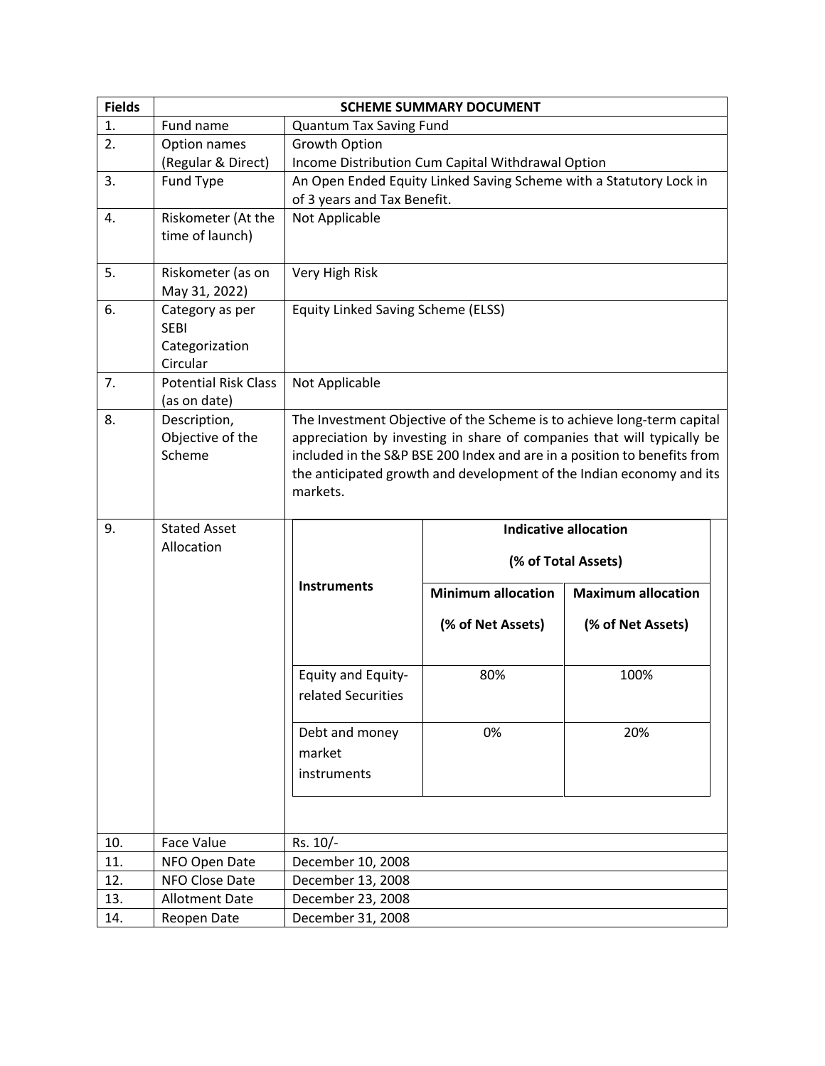| Fields | SCHEME SUMMARY DOCUMENT | |
|---|---|---|
| 1. | Fund name | Quantum Tax Saving Fund |
| 2. | Option names (Regular & Direct) | Growth Option<br>Income Distribution Cum Capital Withdrawal Option |
| 3. | Fund Type | An Open Ended Equity Linked Saving Scheme with a Statutory Lock in of 3 years and Tax Benefit. |
| 4. | Riskometer (At the time of launch) | Not Applicable |
| 5. | Riskometer (as on May 31, 2022) | Very High Risk |
| 6. | Category as per SEBI Categorization Circular | Equity Linked Saving Scheme (ELSS) |
| 7. | Potential Risk Class (as on date) | Not Applicable |
| 8. | Description, Objective of the Scheme | The Investment Objective of the Scheme is to achieve long-term capital appreciation by investing in share of companies that will typically be included in the S&P BSE 200 Index and are in a position to benefits from the anticipated growth and development of the Indian economy and its markets. |
| 9. | Stated Asset Allocation | See table below |
| 10. | Face Value | Rs. 10/- |
| 11. | NFO Open Date | December 10, 2008 |
| 12. | NFO Close Date | December 13, 2008 |
| 13. | Allotment Date | December 23, 2008 |
| 14. | Reopen Date | December 31, 2008 |

**Stated Asset Allocation (Field 9):**

| Instruments | Indicative allocation (% of Total Assets) | |
|---|---|---|
| | Minimum allocation (% of Net Assets) | Maximum allocation (% of Net Assets) |
| Equity and Equity-related Securities | 80% | 100% |
| Debt and money market instruments | 0% | 20% |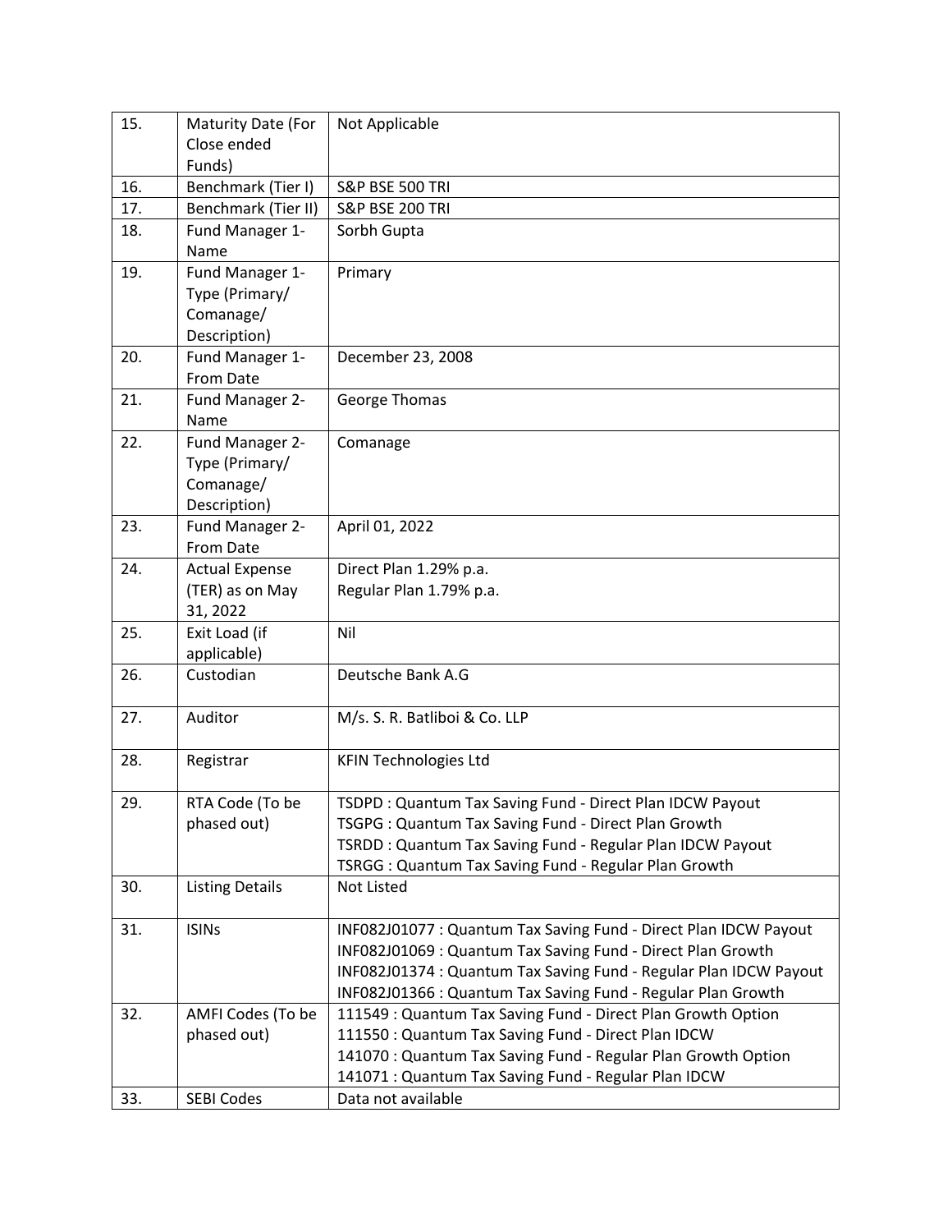| | | |
|---|---|---|
| 15. | Maturity Date (For Close ended Funds) | Not Applicable |
| 16. | Benchmark (Tier I) | S&P BSE 500 TRI |
| 17. | Benchmark (Tier II) | S&P BSE 200 TRI |
| 18. | Fund Manager 1- Name | Sorbh Gupta |
| 19. | Fund Manager 1- Type (Primary/ Comanage/ Description) | Primary |
| 20. | Fund Manager 1- From Date | December 23, 2008 |
| 21. | Fund Manager 2- Name | George Thomas |
| 22. | Fund Manager 2- Type (Primary/ Comanage/ Description) | Comanage |
| 23. | Fund Manager 2- From Date | April 01, 2022 |
| 24. | Actual Expense (TER) as on May 31, 2022 | Direct Plan 1.29% p.a.<br>Regular Plan 1.79% p.a. |
| 25. | Exit Load (if applicable) | Nil |
| 26. | Custodian | Deutsche Bank A.G |
| 27. | Auditor | M/s. S. R. Batliboi & Co. LLP |
| 28. | Registrar | KFIN Technologies Ltd |
| 29. | RTA Code (To be phased out) | TSDPD : Quantum Tax Saving Fund - Direct Plan IDCW Payout<br>TSGPG : Quantum Tax Saving Fund - Direct Plan Growth<br>TSRDD : Quantum Tax Saving Fund - Regular Plan IDCW Payout<br>TSRGG : Quantum Tax Saving Fund - Regular Plan Growth |
| 30. | Listing Details | Not Listed |
| 31. | ISINs | INF082J01077 : Quantum Tax Saving Fund - Direct Plan IDCW Payout<br>INF082J01069 : Quantum Tax Saving Fund - Direct Plan Growth<br>INF082J01374 : Quantum Tax Saving Fund - Regular Plan IDCW Payout<br>INF082J01366 : Quantum Tax Saving Fund - Regular Plan Growth |
| 32. | AMFI Codes (To be phased out) | 111549 : Quantum Tax Saving Fund - Direct Plan Growth Option<br>111550 : Quantum Tax Saving Fund - Direct Plan IDCW<br>141070 : Quantum Tax Saving Fund - Regular Plan Growth Option<br>141071 : Quantum Tax Saving Fund - Regular Plan IDCW |
| 33. | SEBI Codes | Data not available |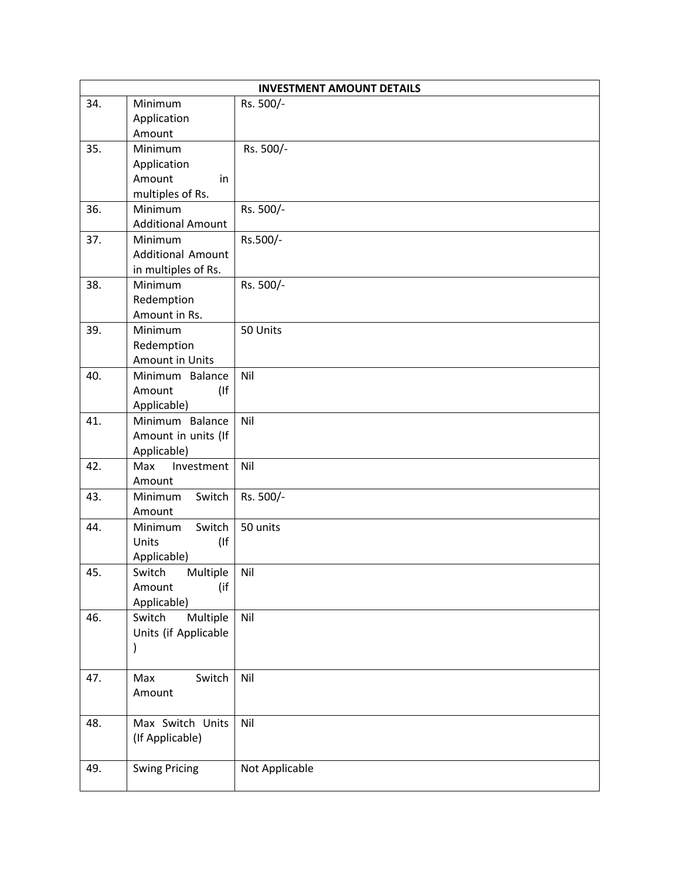| INVESTMENT AMOUNT DETAILS | | |
| --- | --- | --- |
| 34. | Minimum Application Amount | Rs. 500/- |
| 35. | Minimum Application Amount in multiples of Rs. | Rs. 500/- |
| 36. | Minimum Additional Amount | Rs. 500/- |
| 37. | Minimum Additional Amount in multiples of Rs. | Rs.500/- |
| 38. | Minimum Redemption Amount in Rs. | Rs. 500/- |
| 39. | Minimum Redemption Amount in Units | 50 Units |
| 40. | Minimum Balance Amount (If Applicable) | Nil |
| 41. | Minimum Balance Amount in units (If Applicable) | Nil |
| 42. | Max Investment Amount | Nil |
| 43. | Minimum Switch Amount | Rs. 500/- |
| 44. | Minimum Switch Units (If Applicable) | 50 units |
| 45. | Switch Multiple Amount (if Applicable) | Nil |
| 46. | Switch Multiple Units (if Applicable ) | Nil |
| 47. | Max Switch Amount | Nil |
| 48. | Max Switch Units (If Applicable) | Nil |
| 49. | Swing Pricing | Not Applicable |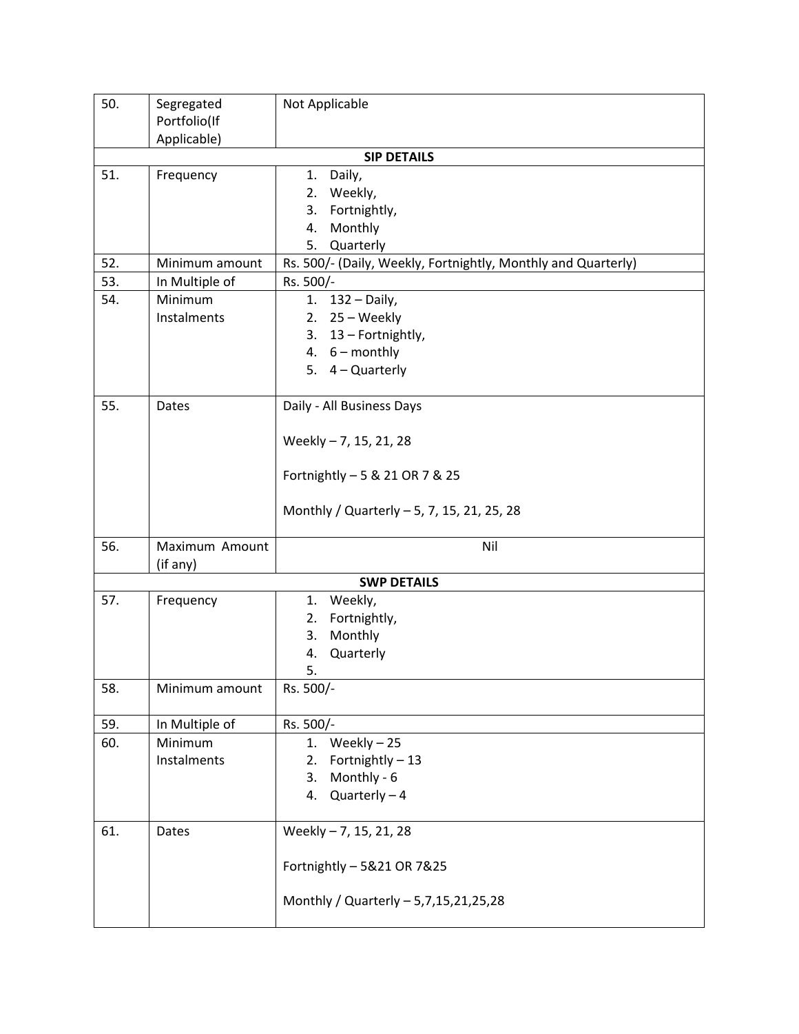| 50. | Segregated Portfolio(If Applicable) | Not Applicable |
|---|---|---|
| **SIP DETAILS** | | |
| 51. | Frequency | 1. Daily,<br>2. Weekly,<br>3. Fortnightly,<br>4. Monthly<br>5. Quarterly |
| 52. | Minimum amount | Rs. 500/- (Daily, Weekly, Fortnightly, Monthly and Quarterly) |
| 53. | In Multiple of | Rs. 500/- |
| 54. | Minimum Instalments | 1. 132 – Daily,<br>2. 25 – Weekly<br>3. 13 – Fortnightly,<br>4. 6 – monthly<br>5. 4 – Quarterly |
| 55. | Dates | Daily - All Business Days<br><br>Weekly – 7, 15, 21, 28<br><br>Fortnightly – 5 & 21 OR 7 & 25<br><br>Monthly / Quarterly – 5, 7, 15, 21, 25, 28 |
| 56. | Maximum Amount (if any) | Nil |
| **SWP DETAILS** | | |
| 57. | Frequency | 1. Weekly,<br>2. Fortnightly,<br>3. Monthly<br>4. Quarterly<br>5. |
| 58. | Minimum amount | Rs. 500/- |
| 59. | In Multiple of | Rs. 500/- |
| 60. | Minimum Instalments | 1. Weekly – 25<br>2. Fortnightly – 13<br>3. Monthly - 6<br>4. Quarterly – 4 |
| 61. | Dates | Weekly – 7, 15, 21, 28<br><br>Fortnightly – 5&21 OR 7&25<br><br>Monthly / Quarterly – 5,7,15,21,25,28 |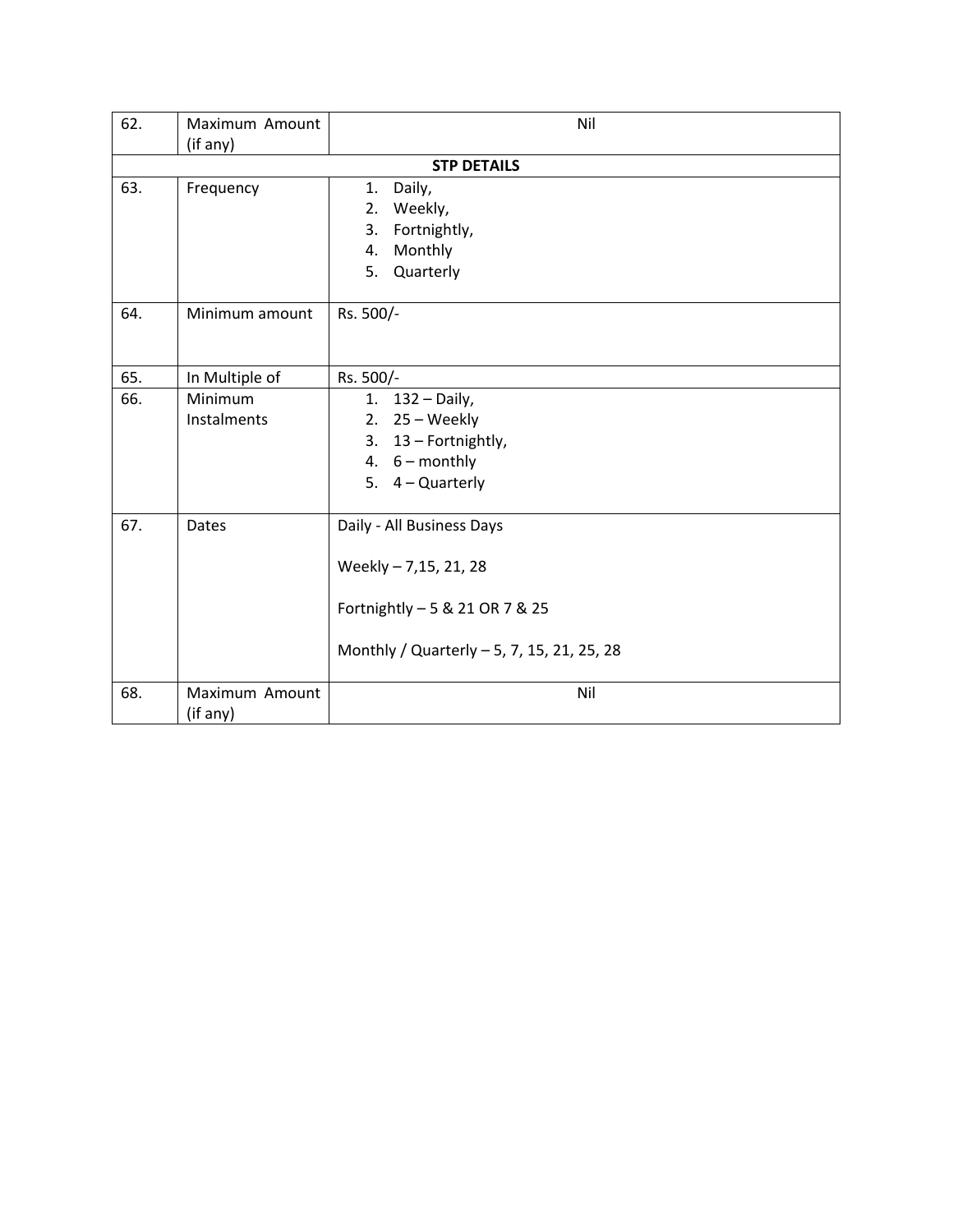| | | |
|---|---|---|
| 62. | Maximum Amount (if any) | Nil |
| **STP DETAILS** | | |
| 63. | Frequency | 1. Daily,<br>2. Weekly,<br>3. Fortnightly,<br>4. Monthly<br>5. Quarterly |
| 64. | Minimum amount | Rs. 500/- |
| 65. | In Multiple of | Rs. 500/- |
| 66. | Minimum Instalments | 1. 132 – Daily,<br>2. 25 – Weekly<br>3. 13 – Fortnightly,<br>4. 6 – monthly<br>5. 4 – Quarterly |
| 67. | Dates | Daily - All Business Days<br><br>Weekly – 7,15, 21, 28<br><br>Fortnightly – 5 & 21 OR 7 & 25<br><br>Monthly / Quarterly – 5, 7, 15, 21, 25, 28 |
| 68. | Maximum Amount (if any) | Nil |